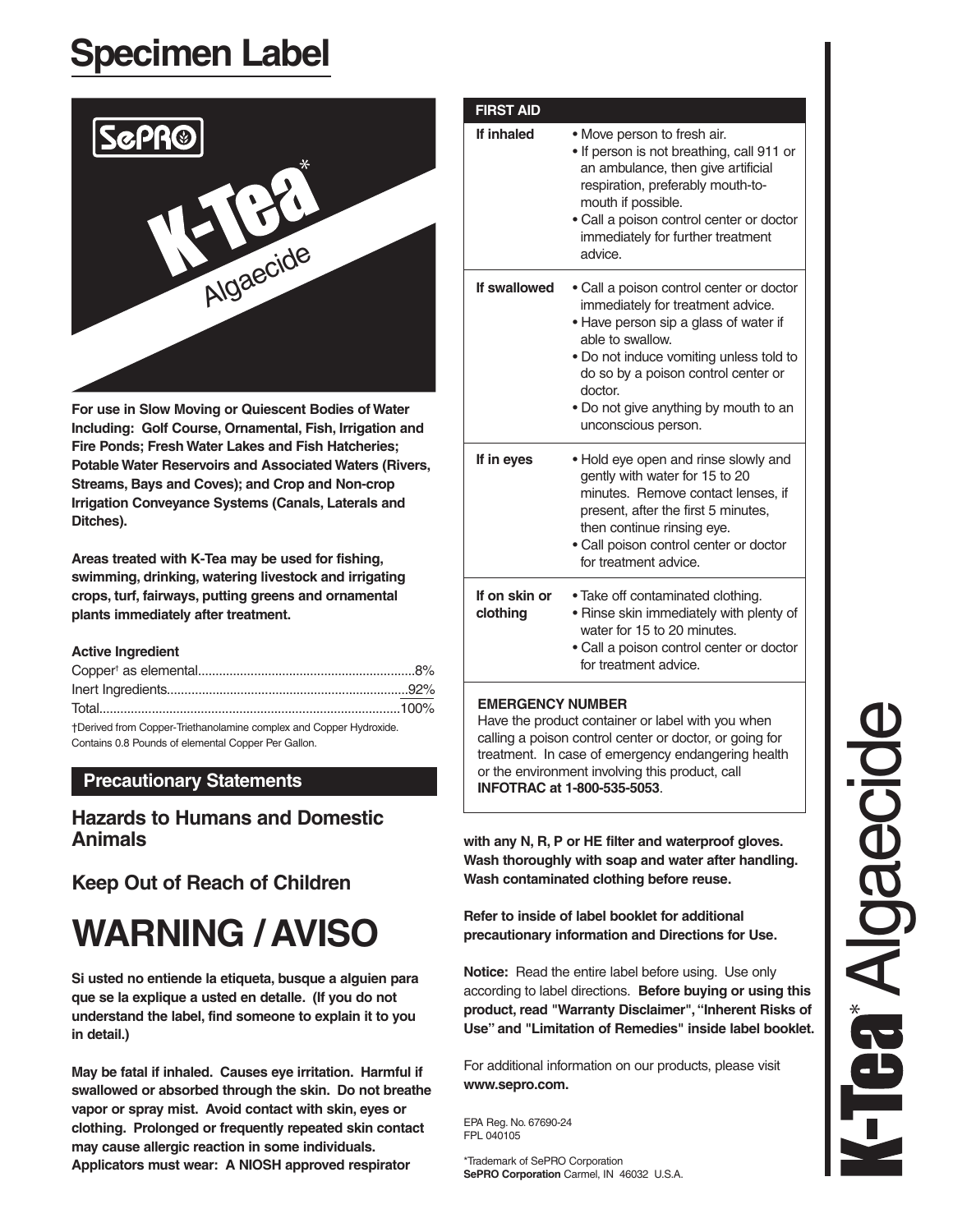# Specimen Label

SePRO

**K-Tea*** Algaecide

**For use in Slow Moving or Quiescent Bodies of Water Including: Golf Course, Ornamental, Fish, Irrigation and Fire Ponds; Fresh Water Lakes and Fish Hatcheries; Potable Water Reservoirs and Associated Waters (Rivers, Streams, Bays and Coves); and Crop and Non-crop Irrigation Conveyance Systems (Canals, Laterals and Ditches).**

**Areas treated with K-Tea may be used for fishing, swimming, drinking, watering livestock and irrigating crops, turf, fairways, putting greens and ornamental plants immediately after treatment.**

**Active Ingredient**

| | |
|---|---|
| Copper† as elemental | 8% |
| Inert Ingredients | 92% |
| Total | 100% |

†Derived from Copper-Triethanolamine complex and Copper Hydroxide. Contains 0.8 Pounds of elemental Copper Per Gallon.

## Precautionary Statements

### Hazards to Humans and Domestic Animals

### Keep Out of Reach of Children

# WARNING / AVISO

**Si usted no entiende la etiqueta, busque a alguien para que se la explique a usted en detalle. (If you do not understand the label, find someone to explain it to you in detail.)**

**May be fatal if inhaled. Causes eye irritation. Harmful if swallowed or absorbed through the skin. Do not breathe vapor or spray mist. Avoid contact with skin, eyes or clothing. Prolonged or frequently repeated skin contact may cause allergic reaction in some individuals. Applicators must wear: A NIOSH approved respirator with any N, R, P or HE filter and waterproof gloves. Wash thoroughly with soap and water after handling. Wash contaminated clothing before reuse.**

| FIRST AID | |
|---|---|
| **If inhaled** | • Move person to fresh air.<br>• If person is not breathing, call 911 or an ambulance, then give artificial respiration, preferably mouth-to-mouth if possible.<br>• Call a poison control center or doctor immediately for further treatment advice. |
| **If swallowed** | • Call a poison control center or doctor immediately for treatment advice.<br>• Have person sip a glass of water if able to swallow.<br>• Do not induce vomiting unless told to do so by a poison control center or doctor.<br>• Do not give anything by mouth to an unconscious person. |
| **If in eyes** | • Hold eye open and rinse slowly and gently with water for 15 to 20 minutes. Remove contact lenses, if present, after the first 5 minutes, then continue rinsing eye.<br>• Call poison control center or doctor for treatment advice. |
| **If on skin or clothing** | • Take off contaminated clothing.<br>• Rinse skin immediately with plenty of water for 15 to 20 minutes.<br>• Call a poison control center or doctor for treatment advice. |

**EMERGENCY NUMBER**
Have the product container or label with you when calling a poison control center or doctor, or going for treatment. In case of emergency endangering health or the environment involving this product, call **INFOTRAC at 1-800-535-5053**.

**Refer to inside of label booklet for additional precautionary information and Directions for Use.**

**Notice:** Read the entire label before using. Use only according to label directions. **Before buying or using this product, read "Warranty Disclaimer", "Inherent Risks of Use" and "Limitation of Remedies" inside label booklet.**

For additional information on our products, please visit **www.sepro.com.**

EPA Reg. No. 67690-24
FPL 040105

*Trademark of SePRO Corporation
**SePRO Corporation** Carmel, IN 46032 U.S.A.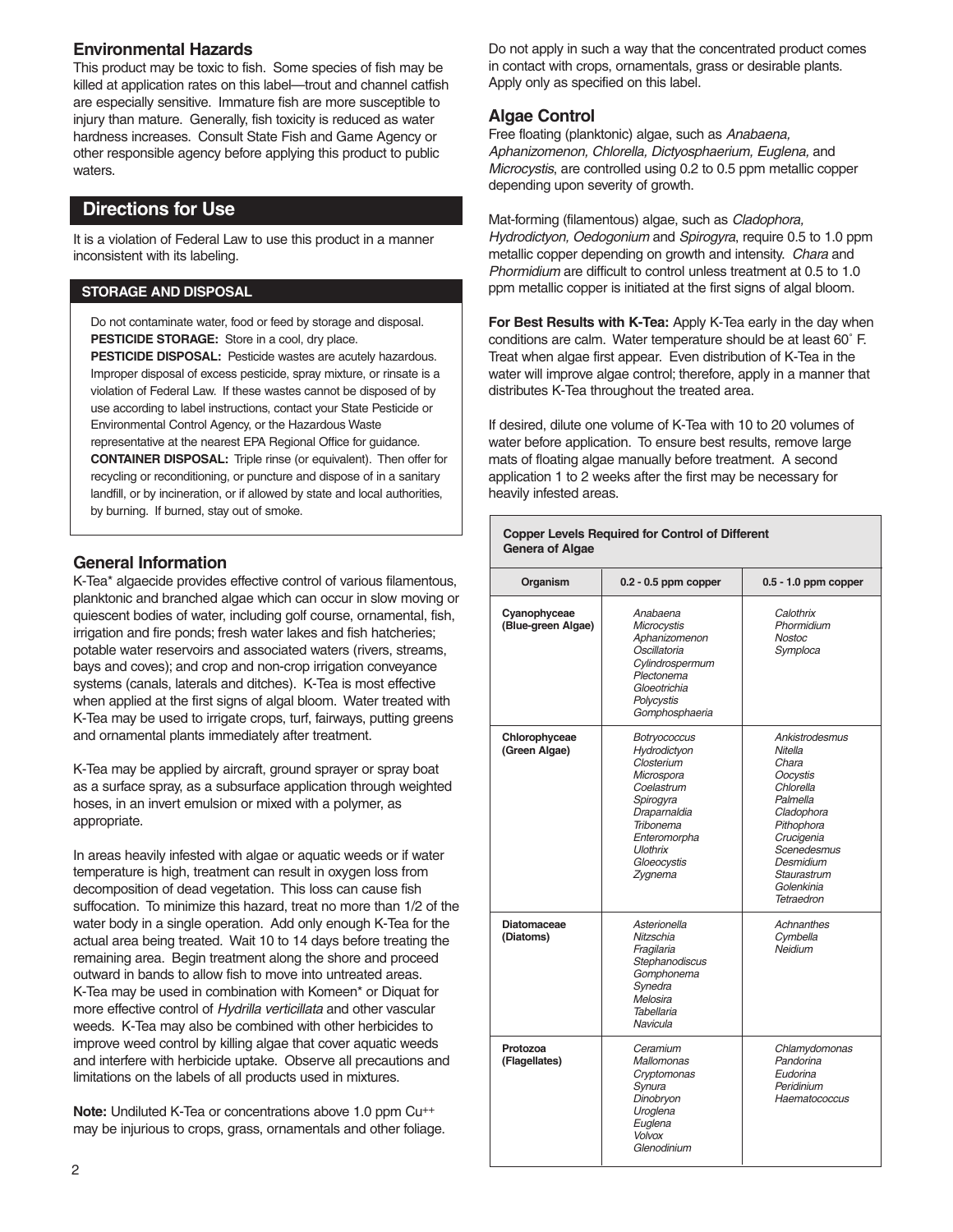## Environmental Hazards

This product may be toxic to fish. Some species of fish may be killed at application rates on this label—trout and channel catfish are especially sensitive. Immature fish are more susceptible to injury than mature. Generally, fish toxicity is reduced as water hardness increases. Consult State Fish and Game Agency or other responsible agency before applying this product to public waters.

## Directions for Use

It is a violation of Federal Law to use this product in a manner inconsistent with its labeling.

### STORAGE AND DISPOSAL

Do not contaminate water, food or feed by storage and disposal.

**PESTICIDE STORAGE:** Store in a cool, dry place.

**PESTICIDE DISPOSAL:** Pesticide wastes are acutely hazardous. Improper disposal of excess pesticide, spray mixture, or rinsate is a violation of Federal Law. If these wastes cannot be disposed of by use according to label instructions, contact your State Pesticide or Environmental Control Agency, or the Hazardous Waste representative at the nearest EPA Regional Office for guidance.

**CONTAINER DISPOSAL:** Triple rinse (or equivalent). Then offer for recycling or reconditioning, or puncture and dispose of in a sanitary landfill, or by incineration, or if allowed by state and local authorities, by burning. If burned, stay out of smoke.

## General Information

K-Tea* algaecide provides effective control of various filamentous, planktonic and branched algae which can occur in slow moving or quiescent bodies of water, including golf course, ornamental, fish, irrigation and fire ponds; fresh water lakes and fish hatcheries; potable water reservoirs and associated waters (rivers, streams, bays and coves); and crop and non-crop irrigation conveyance systems (canals, laterals and ditches). K-Tea is most effective when applied at the first signs of algal bloom. Water treated with K-Tea may be used to irrigate crops, turf, fairways, putting greens and ornamental plants immediately after treatment.

K-Tea may be applied by aircraft, ground sprayer or spray boat as a surface spray, as a subsurface application through weighted hoses, in an invert emulsion or mixed with a polymer, as appropriate.

In areas heavily infested with algae or aquatic weeds or if water temperature is high, treatment can result in oxygen loss from decomposition of dead vegetation. This loss can cause fish suffocation. To minimize this hazard, treat no more than 1/2 of the water body in a single operation. Add only enough K-Tea for the actual area being treated. Wait 10 to 14 days before treating the remaining area. Begin treatment along the shore and proceed outward in bands to allow fish to move into untreated areas. K-Tea may be used in combination with Komeen* or Diquat for more effective control of *Hydrilla verticillata* and other vascular weeds. K-Tea may also be combined with other herbicides to improve weed control by killing algae that cover aquatic weeds and interfere with herbicide uptake. Observe all precautions and limitations on the labels of all products used in mixtures.

**Note:** Undiluted K-Tea or concentrations above 1.0 ppm $Cu^{++}$ may be injurious to crops, grass, ornamentals and other foliage.

Do not apply in such a way that the concentrated product comes in contact with crops, ornamentals, grass or desirable plants. Apply only as specified on this label.

## Algae Control

Free floating (planktonic) algae, such as *Anabaena, Aphanizomenon, Chlorella, Dictyosphaerium, Euglena,* and *Microcystis*, are controlled using 0.2 to 0.5 ppm metallic copper depending upon severity of growth.

Mat-forming (filamentous) algae, such as *Cladophora, Hydrodictyon, Oedogonium* and *Spirogyra*, require 0.5 to 1.0 ppm metallic copper depending on growth and intensity. *Chara* and *Phormidium* are difficult to control unless treatment at 0.5 to 1.0 ppm metallic copper is initiated at the first signs of algal bloom.

**For Best Results with K-Tea:** Apply K-Tea early in the day when conditions are calm. Water temperature should be at least 60˚ F. Treat when algae first appear. Even distribution of K-Tea in the water will improve algae control; therefore, apply in a manner that distributes K-Tea throughout the treated area.

If desired, dilute one volume of K-Tea with 10 to 20 volumes of water before application. To ensure best results, remove large mats of floating algae manually before treatment. A second application 1 to 2 weeks after the first may be necessary for heavily infested areas.

**Copper Levels Required for Control of Different Genera of Algae**

| Organism | 0.2 - 0.5 ppm copper | 0.5 - 1.0 ppm copper |
|---|---|---|
| **Cyanophyceae (Blue-green Algae)** | *Anabaena, Microcystis, Aphanizomenon, Oscillatoria, Cylindrospermum, Plectonema, Gloeotrichia, Polycystis, Gomphosphaeria* | *Calothrix, Phormidium, Nostoc, Symploca* |
| **Chlorophyceae (Green Algae)** | *Botryococcus, Hydrodictyon, Closterium, Microspora, Coelastrum, Spirogyra, Draparnaldia, Tribonema, Enteromorpha, Ulothrix, Gloeocystis, Zygnema* | *Ankistrodesmus, Nitella, Chara, Oocystis, Chlorella, Palmella, Cladophora, Pithophora, Crucigenia, Scenedesmus, Desmidium, Staurastrum, Golenkinia, Tetraedron* |
| **Diatomaceae (Diatoms)** | *Asterionella, Nitzschia, Fragilaria, Stephanodiscus, Gomphonema, Synedra, Melosira, Tabellaria, Navicula* | *Achnanthes, Cymbella, Neidium* |
| **Protozoa (Flagellates)** | *Ceramium, Mallomonas, Cryptomonas, Synura, Dinobryon, Uroglena, Euglena, Volvox, Glenodinium* | *Chlamydomonas, Pandorina, Eudorina, Peridinium, Haematococcus* |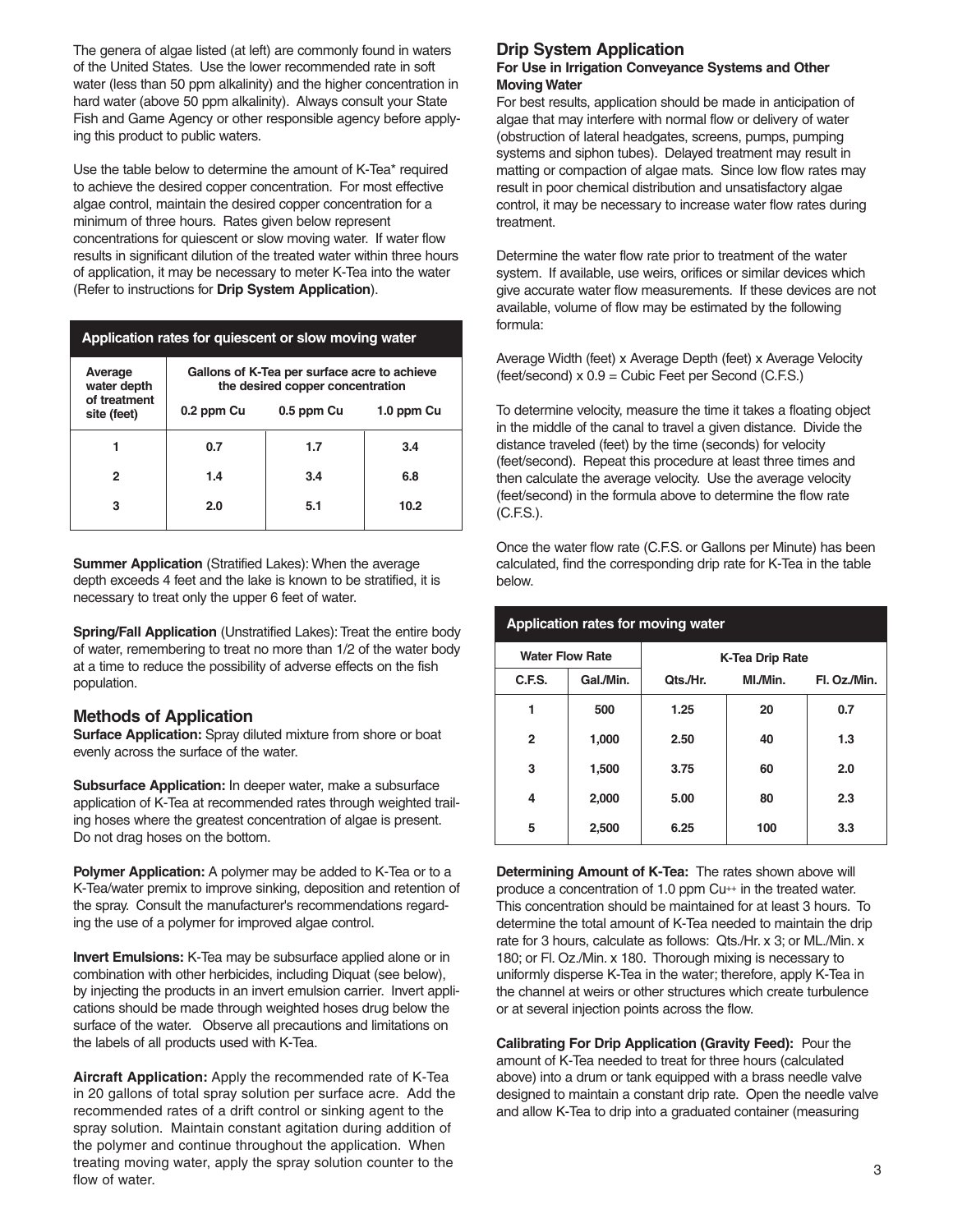The genera of algae listed (at left) are commonly found in waters of the United States. Use the lower recommended rate in soft water (less than 50 ppm alkalinity) and the higher concentration in hard water (above 50 ppm alkalinity). Always consult your State Fish and Game Agency or other responsible agency before applying this product to public waters.

Use the table below to determine the amount of K-Tea* required to achieve the desired copper concentration. For most effective algae control, maintain the desired copper concentration for a minimum of three hours. Rates given below represent concentrations for quiescent or slow moving water. If water flow results in significant dilution of the treated water within three hours of application, it may be necessary to meter K-Tea into the water (Refer to instructions for **Drip System Application**).

**Application rates for quiescent or slow moving water**

| Average water depth of treatment site (feet) | Gallons of K-Tea per surface acre to achieve the desired copper concentration | | |
|---|---|---|---|
| | 0.2 ppm Cu | 0.5 ppm Cu | 1.0 ppm Cu |
| 1 | 0.7 | 1.7 | 3.4 |
| 2 | 1.4 | 3.4 | 6.8 |
| 3 | 2.0 | 5.1 | 10.2 |

**Summer Application** (Stratified Lakes): When the average depth exceeds 4 feet and the lake is known to be stratified, it is necessary to treat only the upper 6 feet of water.

**Spring/Fall Application** (Unstratified Lakes): Treat the entire body of water, remembering to treat no more than 1/2 of the water body at a time to reduce the possibility of adverse effects on the fish population.

## Methods of Application

**Surface Application:** Spray diluted mixture from shore or boat evenly across the surface of the water.

**Subsurface Application:** In deeper water, make a subsurface application of K-Tea at recommended rates through weighted trailing hoses where the greatest concentration of algae is present. Do not drag hoses on the bottom.

**Polymer Application:** A polymer may be added to K-Tea or to a K-Tea/water premix to improve sinking, deposition and retention of the spray. Consult the manufacturer's recommendations regarding the use of a polymer for improved algae control.

**Invert Emulsions:** K-Tea may be subsurface applied alone or in combination with other herbicides, including Diquat (see below), by injecting the products in an invert emulsion carrier. Invert applications should be made through weighted hoses drug below the surface of the water. Observe all precautions and limitations on the labels of all products used with K-Tea.

**Aircraft Application:** Apply the recommended rate of K-Tea in 20 gallons of total spray solution per surface acre. Add the recommended rates of a drift control or sinking agent to the spray solution. Maintain constant agitation during addition of the polymer and continue throughout the application. When treating moving water, apply the spray solution counter to the flow of water.

## Drip System Application

### For Use in Irrigation Conveyance Systems and Other Moving Water

For best results, application should be made in anticipation of algae that may interfere with normal flow or delivery of water (obstruction of lateral headgates, screens, pumps, pumping systems and siphon tubes). Delayed treatment may result in matting or compaction of algae mats. Since low flow rates may result in poor chemical distribution and unsatisfactory algae control, it may be necessary to increase water flow rates during treatment.

Determine the water flow rate prior to treatment of the water system. If available, use weirs, orifices or similar devices which give accurate water flow measurements. If these devices are not available, volume of flow may be estimated by the following formula:

Average Width (feet) x Average Depth (feet) x Average Velocity (feet/second) x 0.9 = Cubic Feet per Second (C.F.S.)

To determine velocity, measure the time it takes a floating object in the middle of the canal to travel a given distance. Divide the distance traveled (feet) by the time (seconds) for velocity (feet/second). Repeat this procedure at least three times and then calculate the average velocity. Use the average velocity (feet/second) in the formula above to determine the flow rate (C.F.S.).

Once the water flow rate (C.F.S. or Gallons per Minute) has been calculated, find the corresponding drip rate for K-Tea in the table below.

**Application rates for moving water**

| Water Flow Rate | | K-Tea Drip Rate | | |
|---|---|---|---|---|
| C.F.S. | Gal./Min. | Qts./Hr. | Ml./Min. | Fl. Oz./Min. |
| 1 | 500 | 1.25 | 20 | 0.7 |
| 2 | 1,000 | 2.50 | 40 | 1.3 |
| 3 | 1,500 | 3.75 | 60 | 2.0 |
| 4 | 2,000 | 5.00 | 80 | 2.3 |
| 5 | 2,500 | 6.25 | 100 | 3.3 |

**Determining Amount of K-Tea:** The rates shown above will produce a concentration of 1.0 ppm $Cu^{++}$ in the treated water. This concentration should be maintained for at least 3 hours. To determine the total amount of K-Tea needed to maintain the drip rate for 3 hours, calculate as follows: Qts./Hr. x 3; or ML./Min. x 180; or Fl. Oz./Min. x 180. Thorough mixing is necessary to uniformly disperse K-Tea in the water; therefore, apply K-Tea in the channel at weirs or other structures which create turbulence or at several injection points across the flow.

**Calibrating For Drip Application (Gravity Feed):** Pour the amount of K-Tea needed to treat for three hours (calculated above) into a drum or tank equipped with a brass needle valve designed to maintain a constant drip rate. Open the needle valve and allow K-Tea to drip into a graduated container (measuring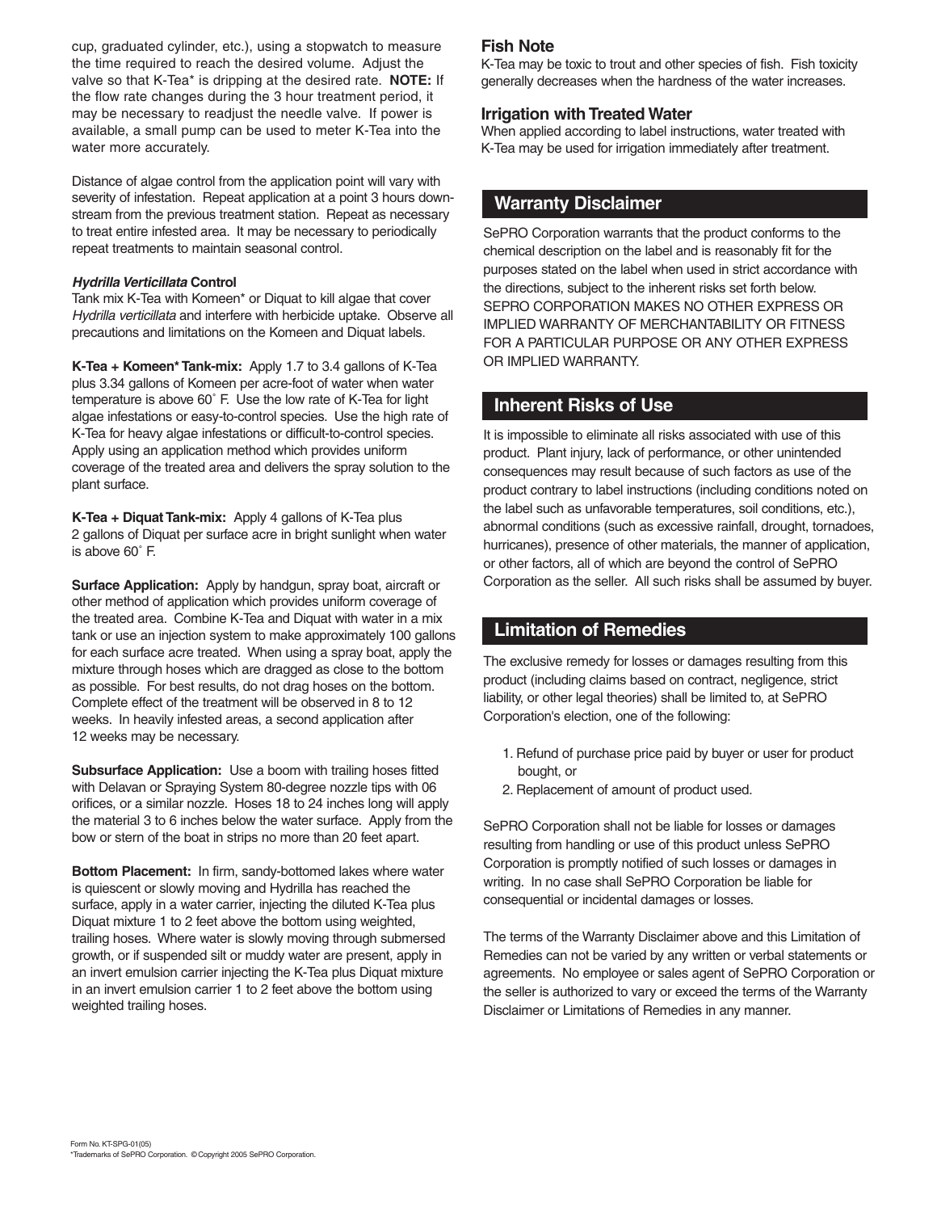cup, graduated cylinder, etc.), using a stopwatch to measure the time required to reach the desired volume. Adjust the valve so that K-Tea* is dripping at the desired rate. **NOTE:** If the flow rate changes during the 3 hour treatment period, it may be necessary to readjust the needle valve. If power is available, a small pump can be used to meter K-Tea into the water more accurately.

Distance of algae control from the application point will vary with severity of infestation. Repeat application at a point 3 hours downstream from the previous treatment station. Repeat as necessary to treat entire infested area. It may be necessary to periodically repeat treatments to maintain seasonal control.

***Hydrilla Verticillata* Control**

Tank mix K-Tea with Komeen* or Diquat to kill algae that cover *Hydrilla verticillata* and interfere with herbicide uptake. Observe all precautions and limitations on the Komeen and Diquat labels.

**K-Tea + Komeen* Tank-mix:** Apply 1.7 to 3.4 gallons of K-Tea plus 3.34 gallons of Komeen per acre-foot of water when water temperature is above 60˚ F. Use the low rate of K-Tea for light algae infestations or easy-to-control species. Use the high rate of K-Tea for heavy algae infestations or difficult-to-control species. Apply using an application method which provides uniform coverage of the treated area and delivers the spray solution to the plant surface.

**K-Tea + Diquat Tank-mix:** Apply 4 gallons of K-Tea plus 2 gallons of Diquat per surface acre in bright sunlight when water is above 60˚ F.

**Surface Application:** Apply by handgun, spray boat, aircraft or other method of application which provides uniform coverage of the treated area. Combine K-Tea and Diquat with water in a mix tank or use an injection system to make approximately 100 gallons for each surface acre treated. When using a spray boat, apply the mixture through hoses which are dragged as close to the bottom as possible. For best results, do not drag hoses on the bottom. Complete effect of the treatment will be observed in 8 to 12 weeks. In heavily infested areas, a second application after 12 weeks may be necessary.

**Subsurface Application:** Use a boom with trailing hoses fitted with Delavan or Spraying System 80-degree nozzle tips with 06 orifices, or a similar nozzle. Hoses 18 to 24 inches long will apply the material 3 to 6 inches below the water surface. Apply from the bow or stern of the boat in strips no more than 20 feet apart.

**Bottom Placement:** In firm, sandy-bottomed lakes where water is quiescent or slowly moving and Hydrilla has reached the surface, apply in a water carrier, injecting the diluted K-Tea plus Diquat mixture 1 to 2 feet above the bottom using weighted, trailing hoses. Where water is slowly moving through submersed growth, or if suspended silt or muddy water are present, apply in an invert emulsion carrier injecting the K-Tea plus Diquat mixture in an invert emulsion carrier 1 to 2 feet above the bottom using weighted trailing hoses.

### Fish Note

K-Tea may be toxic to trout and other species of fish. Fish toxicity generally decreases when the hardness of the water increases.

### Irrigation with Treated Water

When applied according to label instructions, water treated with K-Tea may be used for irrigation immediately after treatment.

## Warranty Disclaimer

SePRO Corporation warrants that the product conforms to the chemical description on the label and is reasonably fit for the purposes stated on the label when used in strict accordance with the directions, subject to the inherent risks set forth below. SEPRO CORPORATION MAKES NO OTHER EXPRESS OR IMPLIED WARRANTY OF MERCHANTABILITY OR FITNESS FOR A PARTICULAR PURPOSE OR ANY OTHER EXPRESS OR IMPLIED WARRANTY.

## Inherent Risks of Use

It is impossible to eliminate all risks associated with use of this product. Plant injury, lack of performance, or other unintended consequences may result because of such factors as use of the product contrary to label instructions (including conditions noted on the label such as unfavorable temperatures, soil conditions, etc.), abnormal conditions (such as excessive rainfall, drought, tornadoes, hurricanes), presence of other materials, the manner of application, or other factors, all of which are beyond the control of SePRO Corporation as the seller. All such risks shall be assumed by buyer.

## Limitation of Remedies

The exclusive remedy for losses or damages resulting from this product (including claims based on contract, negligence, strict liability, or other legal theories) shall be limited to, at SePRO Corporation's election, one of the following:

1. Refund of purchase price paid by buyer or user for product bought, or
2. Replacement of amount of product used.

SePRO Corporation shall not be liable for losses or damages resulting from handling or use of this product unless SePRO Corporation is promptly notified of such losses or damages in writing. In no case shall SePRO Corporation be liable for consequential or incidental damages or losses.

The terms of the Warranty Disclaimer above and this Limitation of Remedies can not be varied by any written or verbal statements or agreements. No employee or sales agent of SePRO Corporation or the seller is authorized to vary or exceed the terms of the Warranty Disclaimer or Limitations of Remedies in any manner.

Form No. KT-SPG-01(05)
*Trademarks of SePRO Corporation. ©Copyright 2005 SePRO Corporation.